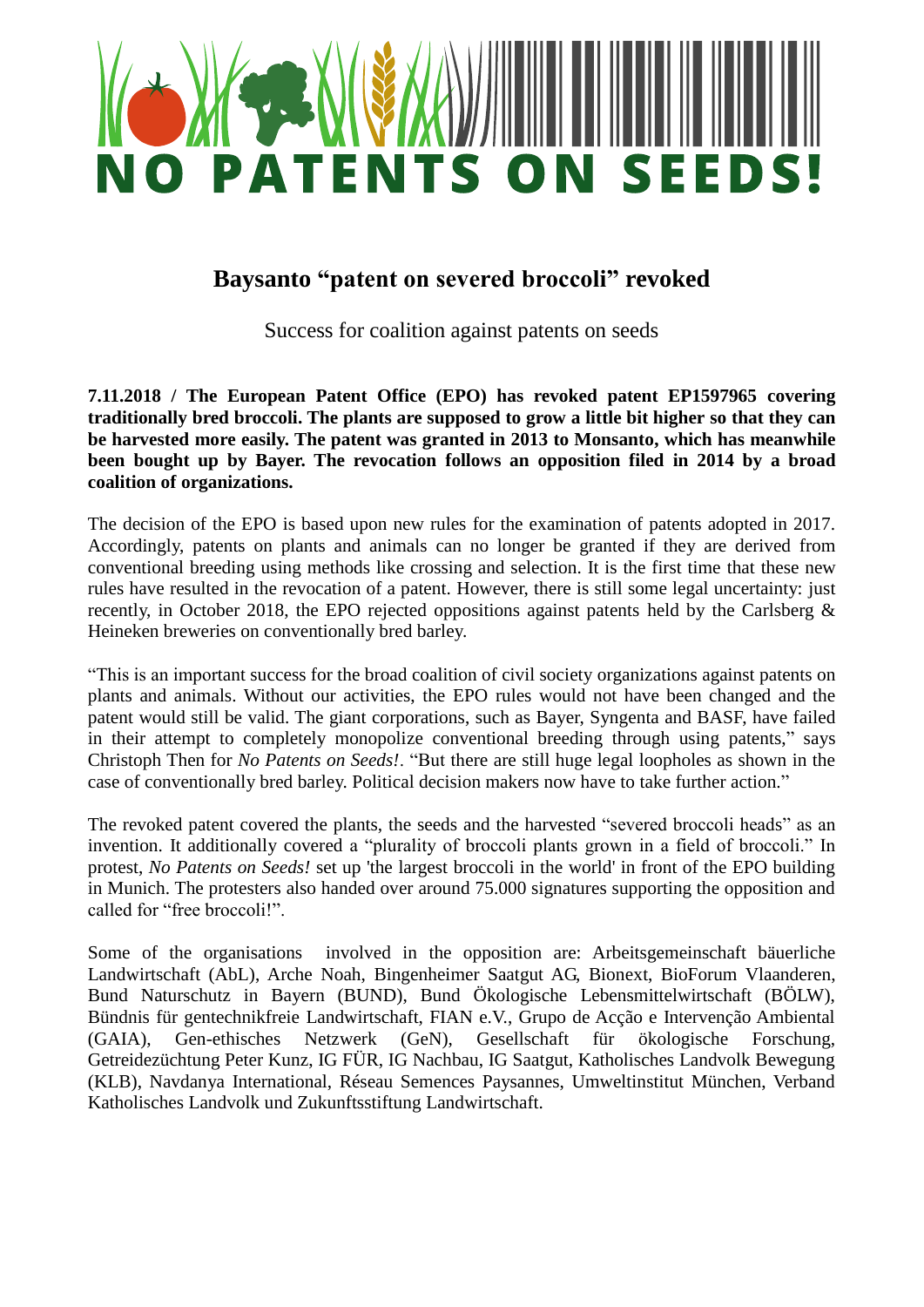NO PATENTS ON SEEDS!

# Baysanto "patent on severed broccoli" revoked

Success for coalition against patents on seeds

**7.11.2018 / The European Patent Office (EPO) has revoked patent EP1597965 covering traditionally bred broccoli. The plants are supposed to grow a little bit higher so that they can be harvested more easily. The patent was granted in 2013 to Monsanto, which has meanwhile been bought up by Bayer. The revocation follows an opposition filed in 2014 by a broad coalition of organizations.**

The decision of the EPO is based upon new rules for the examination of patents adopted in 2017. Accordingly, patents on plants and animals can no longer be granted if they are derived from conventional breeding using methods like crossing and selection. It is the first time that these new rules have resulted in the revocation of a patent. However, there is still some legal uncertainty: just recently, in October 2018, the EPO rejected oppositions against patents held by the Carlsberg & Heineken breweries on conventionally bred barley.

"This is an important success for the broad coalition of civil society organizations against patents on plants and animals. Without our activities, the EPO rules would not have been changed and the patent would still be valid. The giant corporations, such as Bayer, Syngenta and BASF, have failed in their attempt to completely monopolize conventional breeding through using patents," says Christoph Then for *No Patents on Seeds!*. "But there are still huge legal loopholes as shown in the case of conventionally bred barley. Political decision makers now have to take further action."

The revoked patent covered the plants, the seeds and the harvested "severed broccoli heads" as an invention. It additionally covered a "plurality of broccoli plants grown in a field of broccoli." In protest, *No Patents on Seeds!* set up 'the largest broccoli in the world' in front of the EPO building in Munich. The protesters also handed over around 75.000 signatures supporting the opposition and called for "free broccoli!".

Some of the organisations involved in the opposition are: Arbeitsgemeinschaft bäuerliche Landwirtschaft (AbL), Arche Noah, Bingenheimer Saatgut AG, Bionext, BioForum Vlaanderen, Bund Naturschutz in Bayern (BUND), Bund Ökologische Lebensmittelwirtschaft (BÖLW), Bündnis für gentechnikfreie Landwirtschaft, FIAN e.V., Grupo de Acção e Intervenção Ambiental (GAIA), Gen-ethisches Netzwerk (GeN), Gesellschaft für ökologische Forschung, Getreidezüchtung Peter Kunz, IG FÜR, IG Nachbau, IG Saatgut, Katholisches Landvolk Bewegung (KLB), Navdanya International, Réseau Semences Paysannes, Umweltinstitut München, Verband Katholisches Landvolk und Zukunftsstiftung Landwirtschaft.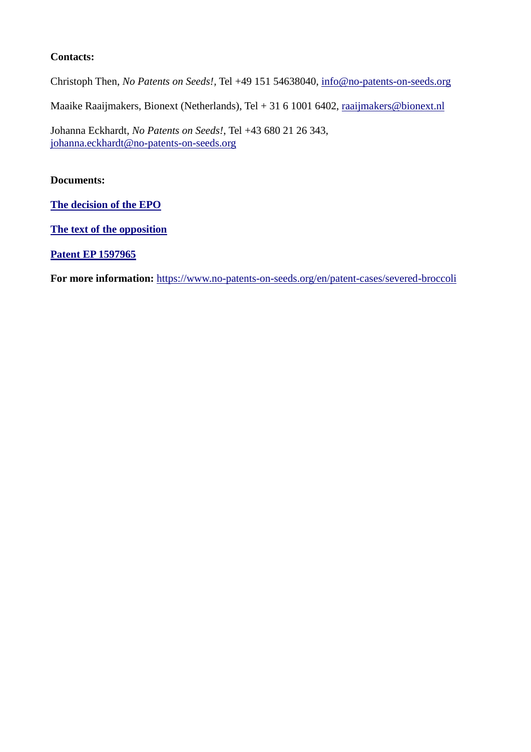**Contacts:**

Christoph Then, *No Patents on Seeds!*, Tel +49 151 54638040, info@no-patents-on-seeds.org

Maaike Raaijmakers, Bionext (Netherlands), Tel + 31 6 1001 6402, raaijmakers@bionext.nl

Johanna Eckhardt, *No Patents on Seeds!*, Tel +43 680 21 26 343, johanna.eckhardt@no-patents-on-seeds.org

**Documents:**

**The decision of the EPO**

**The text of the opposition**

**Patent EP 1597965**

**For more information:** https://www.no-patents-on-seeds.org/en/patent-cases/severed-broccoli